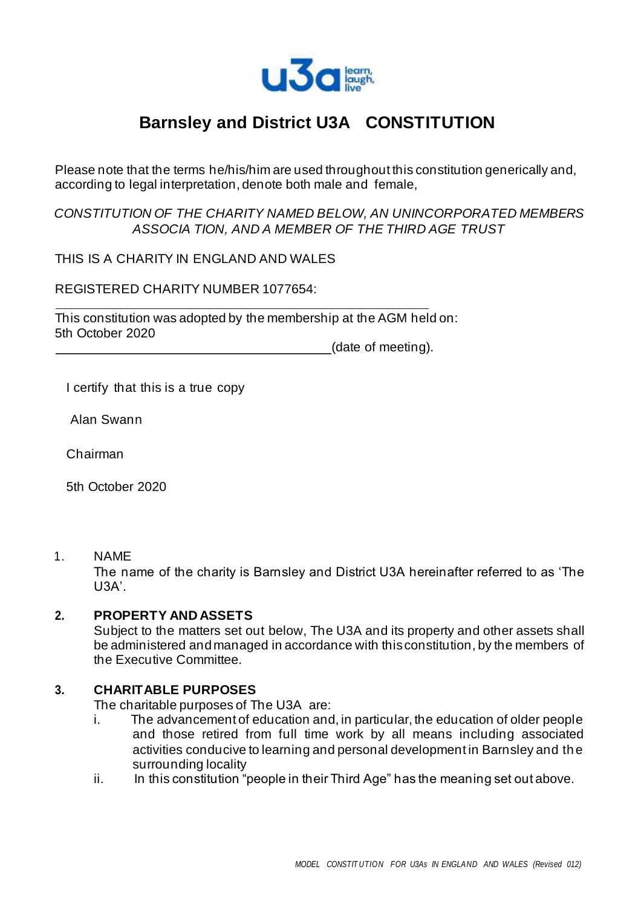# Barnsley and District U3A CONSTITUTION

Please note that the terms he/his/him are used throughout this constitution generically and, according to legal interpretation, denote both male and female,

*CONSTITUTION OF THE CHARITY NAMED BELOW, AN UNINCORPORATED MEMBERS ASSOCIA TION, AND A MEMBER OF THE THIRD AGE TRUST*

THIS IS A CHARITY IN ENGLAND AND WALES

REGISTERED CHARITY NUMBER 1077654:

This constitution was adopted by the membership at the AGM held on:
5th October 2020
______________________________________(date of meeting).

I certify that this is a true copy

Alan Swann

Chairman

5th October 2020

1. NAME
   The name of the charity is Barnsley and District U3A hereinafter referred to as 'The U3A'.

2. **PROPERTY AND ASSETS**
   Subject to the matters set out below, The U3A and its property and other assets shall be administered and managed in accordance with this constitution, by the members of the Executive Committee.

3. **CHARITABLE PURPOSES**
   The charitable purposes of The U3A are:
   i. The advancement of education and, in particular, the education of older people and those retired from full time work by all means including associated activities conducive to learning and personal development in Barnsley and the surrounding locality
   ii. In this constitution "people in their Third Age" has the meaning set out above.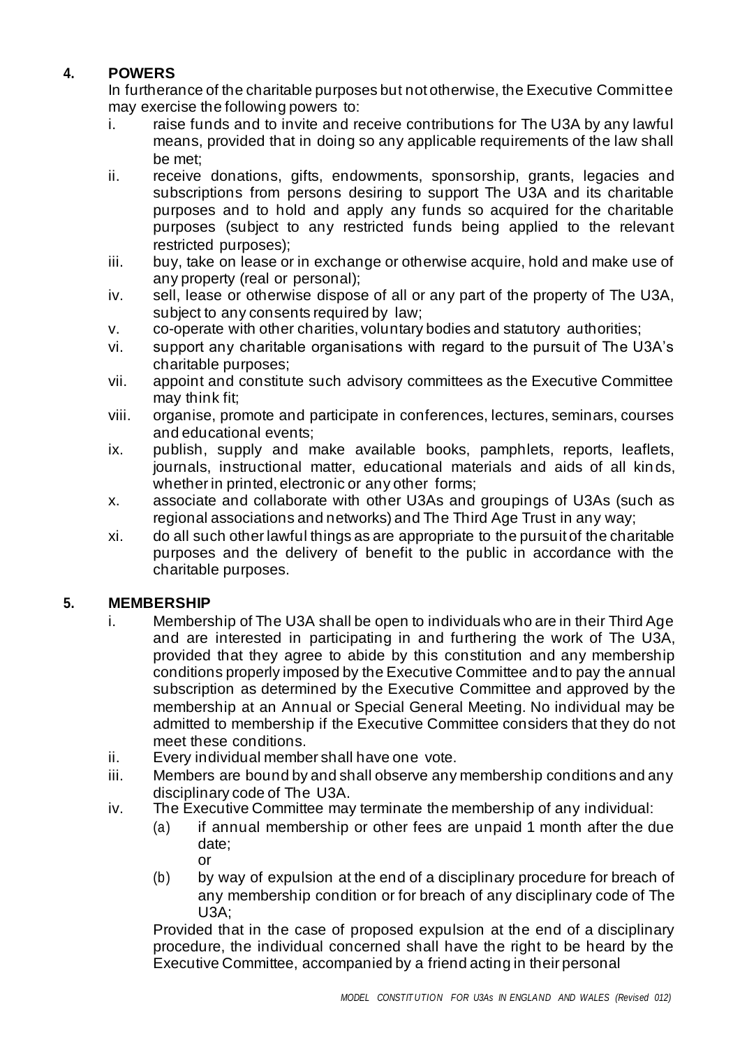## 4. POWERS

In furtherance of the charitable purposes but not otherwise, the Executive Committee may exercise the following powers to:

- i. raise funds and to invite and receive contributions for The U3A by any lawful means, provided that in doing so any applicable requirements of the law shall be met;
- ii. receive donations, gifts, endowments, sponsorship, grants, legacies and subscriptions from persons desiring to support The U3A and its charitable purposes and to hold and apply any funds so acquired for the charitable purposes (subject to any restricted funds being applied to the relevant restricted purposes);
- iii. buy, take on lease or in exchange or otherwise acquire, hold and make use of any property (real or personal);
- iv. sell, lease or otherwise dispose of all or any part of the property of The U3A, subject to any consents required by law;
- v. co-operate with other charities, voluntary bodies and statutory authorities;
- vi. support any charitable organisations with regard to the pursuit of The U3A's charitable purposes;
- vii. appoint and constitute such advisory committees as the Executive Committee may think fit;
- viii. organise, promote and participate in conferences, lectures, seminars, courses and educational events;
- ix. publish, supply and make available books, pamphlets, reports, leaflets, journals, instructional matter, educational materials and aids of all kinds, whether in printed, electronic or any other forms;
- x. associate and collaborate with other U3As and groupings of U3As (such as regional associations and networks) and The Third Age Trust in any way;
- xi. do all such other lawful things as are appropriate to the pursuit of the charitable purposes and the delivery of benefit to the public in accordance with the charitable purposes.

## 5. MEMBERSHIP

- i. Membership of The U3A shall be open to individuals who are in their Third Age and are interested in participating in and furthering the work of The U3A, provided that they agree to abide by this constitution and any membership conditions properly imposed by the Executive Committee and to pay the annual subscription as determined by the Executive Committee and approved by the membership at an Annual or Special General Meeting. No individual may be admitted to membership if the Executive Committee considers that they do not meet these conditions.
- ii. Every individual member shall have one vote.
- iii. Members are bound by and shall observe any membership conditions and any disciplinary code of The U3A.
- iv. The Executive Committee may terminate the membership of any individual:
  - (a) if annual membership or other fees are unpaid 1 month after the due date;

    or
  - (b) by way of expulsion at the end of a disciplinary procedure for breach of any membership condition or for breach of any disciplinary code of The U3A;

  Provided that in the case of proposed expulsion at the end of a disciplinary procedure, the individual concerned shall have the right to be heard by the Executive Committee, accompanied by a friend acting in their personal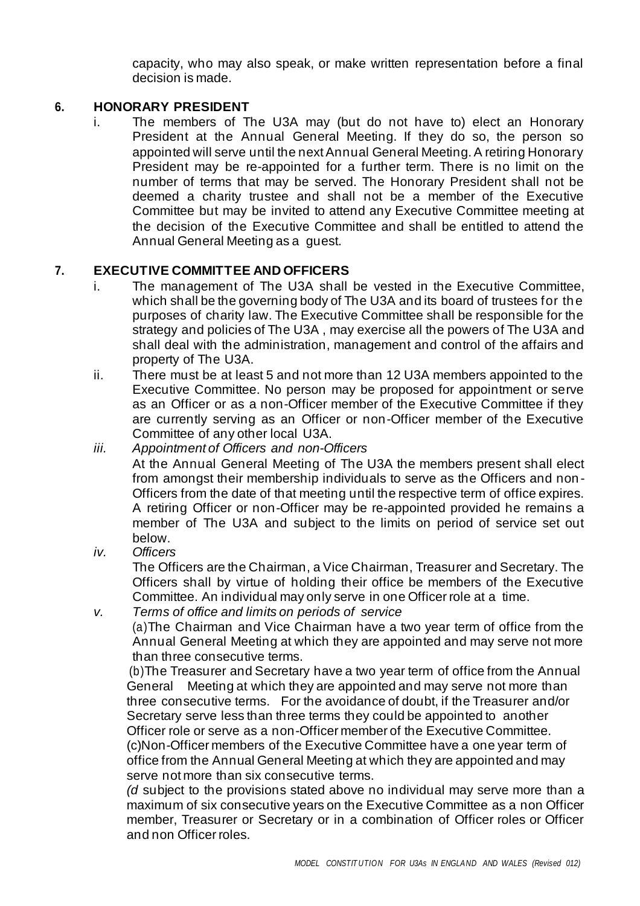capacity, who may also speak, or make written representation before a final decision is made.

## 6. HONORARY PRESIDENT

i. The members of The U3A may (but do not have to) elect an Honorary President at the Annual General Meeting. If they do so, the person so appointed will serve until the next Annual General Meeting. A retiring Honorary President may be re-appointed for a further term. There is no limit on the number of terms that may be served. The Honorary President shall not be deemed a charity trustee and shall not be a member of the Executive Committee but may be invited to attend any Executive Committee meeting at the decision of the Executive Committee and shall be entitled to attend the Annual General Meeting as a guest.

## 7. EXECUTIVE COMMITTEE AND OFFICERS

i. The management of The U3A shall be vested in the Executive Committee, which shall be the governing body of The U3A and its board of trustees for the purposes of charity law. The Executive Committee shall be responsible for the strategy and policies of The U3A , may exercise all the powers of The U3A and shall deal with the administration, management and control of the affairs and property of The U3A.

ii. There must be at least 5 and not more than 12 U3A members appointed to the Executive Committee. No person may be proposed for appointment or serve as an Officer or as a non-Officer member of the Executive Committee if they are currently serving as an Officer or non-Officer member of the Executive Committee of any other local U3A.

iii. *Appointment of Officers and non-Officers*

At the Annual General Meeting of The U3A the members present shall elect from amongst their membership individuals to serve as the Officers and non-Officers from the date of that meeting until the respective term of office expires. A retiring Officer or non-Officer may be re-appointed provided he remains a member of The U3A and subject to the limits on period of service set out below.

iv. *Officers*

The Officers are the Chairman, a Vice Chairman, Treasurer and Secretary. The Officers shall by virtue of holding their office be members of the Executive Committee. An individual may only serve in one Officer role at a time.

v. *Terms of office and limits on periods of service*

(a)The Chairman and Vice Chairman have a two year term of office from the Annual General Meeting at which they are appointed and may serve not more than three consecutive terms.

(b)The Treasurer and Secretary have a two year term of office from the Annual General Meeting at which they are appointed and may serve not more than three consecutive terms. For the avoidance of doubt, if the Treasurer and/or Secretary serve less than three terms they could be appointed to another Officer role or serve as a non-Officer member of the Executive Committee.

(c)Non-Officer members of the Executive Committee have a one year term of office from the Annual General Meeting at which they are appointed and may serve not more than six consecutive terms.

*(d* subject to the provisions stated above no individual may serve more than a maximum of six consecutive years on the Executive Committee as a non Officer member, Treasurer or Secretary or in a combination of Officer roles or Officer and non Officer roles.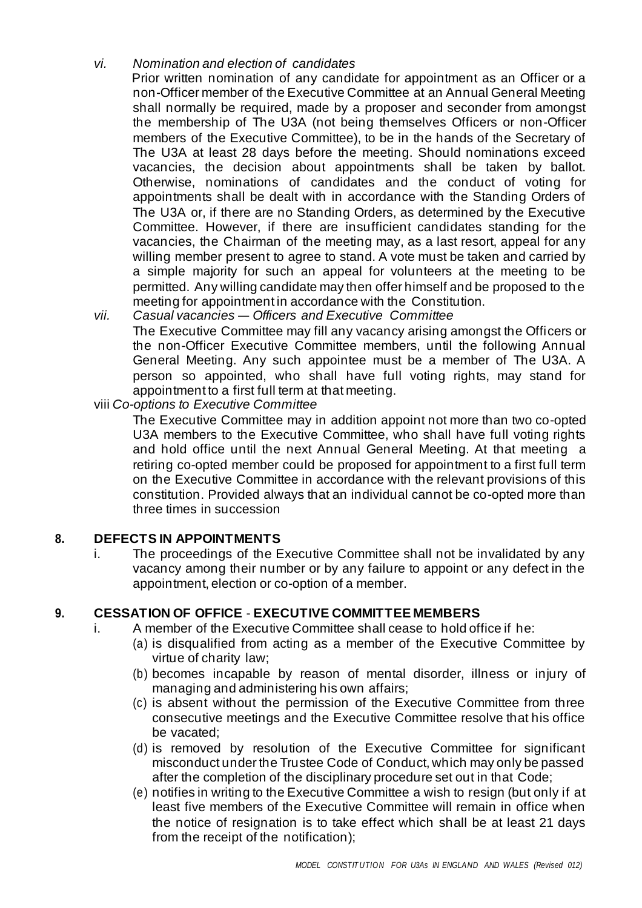*vi. Nomination and election of candidates*

Prior written nomination of any candidate for appointment as an Officer or a non-Officer member of the Executive Committee at an Annual General Meeting shall normally be required, made by a proposer and seconder from amongst the membership of The U3A (not being themselves Officers or non-Officer members of the Executive Committee), to be in the hands of the Secretary of The U3A at least 28 days before the meeting. Should nominations exceed vacancies, the decision about appointments shall be taken by ballot. Otherwise, nominations of candidates and the conduct of voting for appointments shall be dealt with in accordance with the Standing Orders of The U3A or, if there are no Standing Orders, as determined by the Executive Committee. However, if there are insufficient candidates standing for the vacancies, the Chairman of the meeting may, as a last resort, appeal for any willing member present to agree to stand. A vote must be taken and carried by a simple majority for such an appeal for volunteers at the meeting to be permitted. Any willing candidate may then offer himself and be proposed to the meeting for appointment in accordance with the Constitution.

*vii. Casual vacancies — Officers and Executive Committee*

The Executive Committee may fill any vacancy arising amongst the Officers or the non-Officer Executive Committee members, until the following Annual General Meeting. Any such appointee must be a member of The U3A. A person so appointed, who shall have full voting rights, may stand for appointment to a first full term at that meeting.

viii *Co-options to Executive Committee*

The Executive Committee may in addition appoint not more than two co-opted U3A members to the Executive Committee, who shall have full voting rights and hold office until the next Annual General Meeting. At that meeting a retiring co-opted member could be proposed for appointment to a first full term on the Executive Committee in accordance with the relevant provisions of this constitution. Provided always that an individual cannot be co-opted more than three times in succession

## 8. DEFECTS IN APPOINTMENTS

i. The proceedings of the Executive Committee shall not be invalidated by any vacancy among their number or by any failure to appoint or any defect in the appointment, election or co-option of a member.

## 9. CESSATION OF OFFICE - EXECUTIVE COMMITTEE MEMBERS

i. A member of the Executive Committee shall cease to hold office if he:
   - (a) is disqualified from acting as a member of the Executive Committee by virtue of charity law;
   - (b) becomes incapable by reason of mental disorder, illness or injury of managing and administering his own affairs;
   - (c) is absent without the permission of the Executive Committee from three consecutive meetings and the Executive Committee resolve that his office be vacated;
   - (d) is removed by resolution of the Executive Committee for significant misconduct under the Trustee Code of Conduct, which may only be passed after the completion of the disciplinary procedure set out in that Code;
   - (e) notifies in writing to the Executive Committee a wish to resign (but only if at least five members of the Executive Committee will remain in office when the notice of resignation is to take effect which shall be at least 21 days from the receipt of the notification);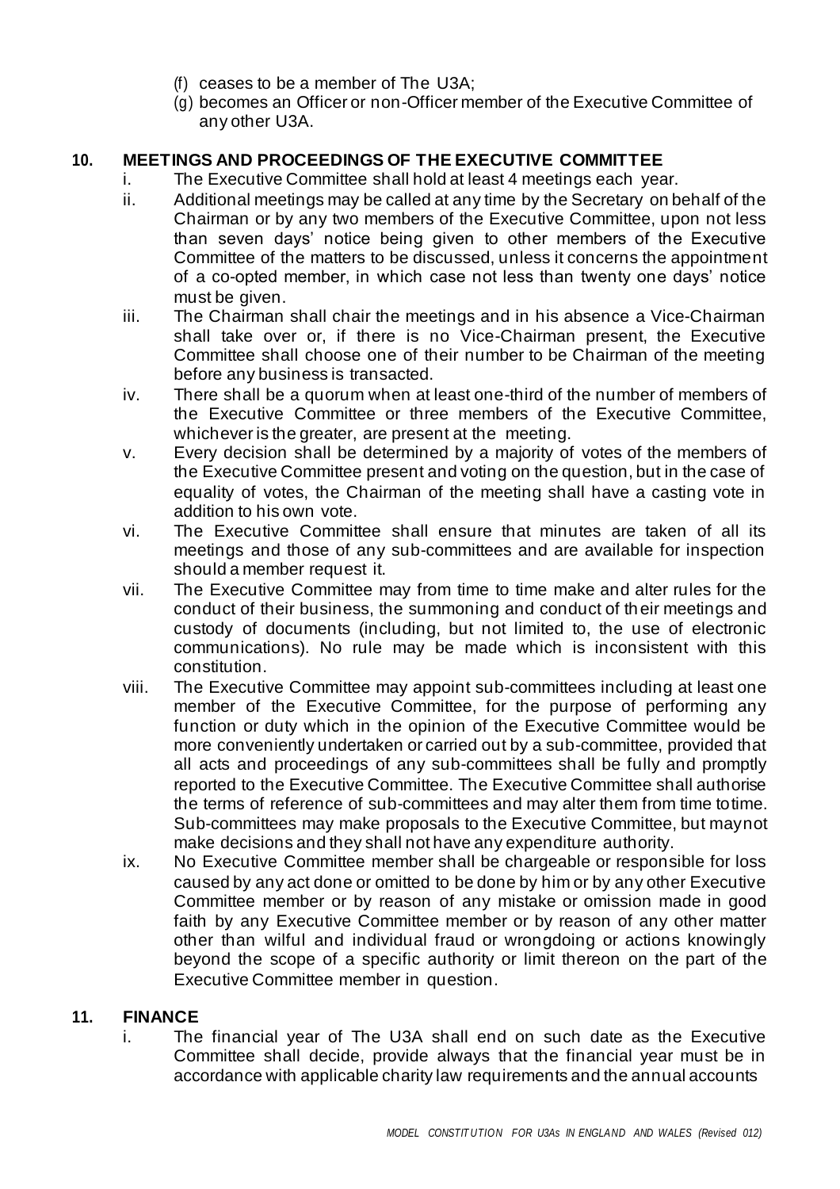(f) ceases to be a member of The U3A;

(g) becomes an Officer or non-Officer member of the Executive Committee of any other U3A.

## 10. MEETINGS AND PROCEEDINGS OF THE EXECUTIVE COMMITTEE

i. The Executive Committee shall hold at least 4 meetings each year.

ii. Additional meetings may be called at any time by the Secretary on behalf of the Chairman or by any two members of the Executive Committee, upon not less than seven days' notice being given to other members of the Executive Committee of the matters to be discussed, unless it concerns the appointment of a co-opted member, in which case not less than twenty one days' notice must be given.

iii. The Chairman shall chair the meetings and in his absence a Vice-Chairman shall take over or, if there is no Vice-Chairman present, the Executive Committee shall choose one of their number to be Chairman of the meeting before any business is transacted.

iv. There shall be a quorum when at least one-third of the number of members of the Executive Committee or three members of the Executive Committee, whichever is the greater, are present at the meeting.

v. Every decision shall be determined by a majority of votes of the members of the Executive Committee present and voting on the question, but in the case of equality of votes, the Chairman of the meeting shall have a casting vote in addition to his own vote.

vi. The Executive Committee shall ensure that minutes are taken of all its meetings and those of any sub-committees and are available for inspection should a member request it.

vii. The Executive Committee may from time to time make and alter rules for the conduct of their business, the summoning and conduct of their meetings and custody of documents (including, but not limited to, the use of electronic communications). No rule may be made which is inconsistent with this constitution.

viii. The Executive Committee may appoint sub-committees including at least one member of the Executive Committee, for the purpose of performing any function or duty which in the opinion of the Executive Committee would be more conveniently undertaken or carried out by a sub-committee, provided that all acts and proceedings of any sub-committees shall be fully and promptly reported to the Executive Committee. The Executive Committee shall authorise the terms of reference of sub-committees and may alter them from time to time. Sub-committees may make proposals to the Executive Committee, but may not make decisions and they shall not have any expenditure authority.

ix. No Executive Committee member shall be chargeable or responsible for loss caused by any act done or omitted to be done by him or by any other Executive Committee member or by reason of any mistake or omission made in good faith by any Executive Committee member or by reason of any other matter other than wilful and individual fraud or wrongdoing or actions knowingly beyond the scope of a specific authority or limit thereon on the part of the Executive Committee member in question.

## 11. FINANCE

i. The financial year of The U3A shall end on such date as the Executive Committee shall decide, provide always that the financial year must be in accordance with applicable charity law requirements and the annual accounts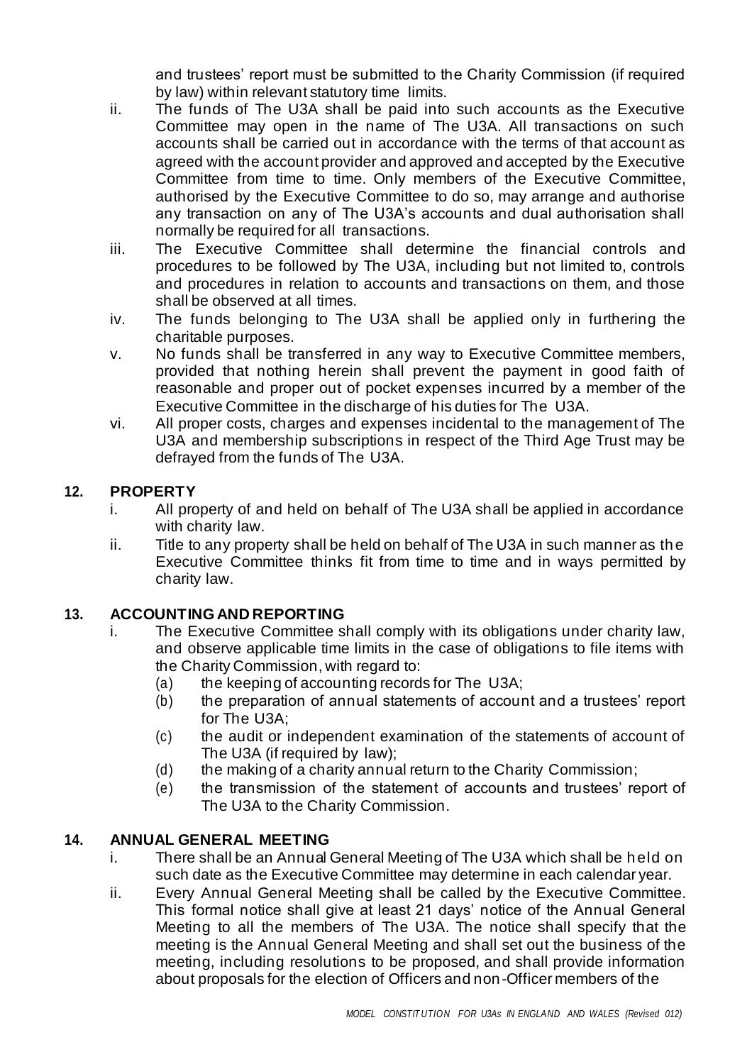and trustees' report must be submitted to the Charity Commission (if required by law) within relevant statutory time limits.

ii. The funds of The U3A shall be paid into such accounts as the Executive Committee may open in the name of The U3A. All transactions on such accounts shall be carried out in accordance with the terms of that account as agreed with the account provider and approved and accepted by the Executive Committee from time to time. Only members of the Executive Committee, authorised by the Executive Committee to do so, may arrange and authorise any transaction on any of The U3A's accounts and dual authorisation shall normally be required for all transactions.

iii. The Executive Committee shall determine the financial controls and procedures to be followed by The U3A, including but not limited to, controls and procedures in relation to accounts and transactions on them, and those shall be observed at all times.

iv. The funds belonging to The U3A shall be applied only in furthering the charitable purposes.

v. No funds shall be transferred in any way to Executive Committee members, provided that nothing herein shall prevent the payment in good faith of reasonable and proper out of pocket expenses incurred by a member of the Executive Committee in the discharge of his duties for The U3A.

vi. All proper costs, charges and expenses incidental to the management of The U3A and membership subscriptions in respect of the Third Age Trust may be defrayed from the funds of The U3A.

## 12. PROPERTY

i. All property of and held on behalf of The U3A shall be applied in accordance with charity law.

ii. Title to any property shall be held on behalf of The U3A in such manner as the Executive Committee thinks fit from time to time and in ways permitted by charity law.

## 13. ACCOUNTING AND REPORTING

i. The Executive Committee shall comply with its obligations under charity law, and observe applicable time limits in the case of obligations to file items with the Charity Commission, with regard to:
   - (a) the keeping of accounting records for The U3A;
   - (b) the preparation of annual statements of account and a trustees' report for The U3A;
   - (c) the audit or independent examination of the statements of account of The U3A (if required by law);
   - (d) the making of a charity annual return to the Charity Commission;
   - (e) the transmission of the statement of accounts and trustees' report of The U3A to the Charity Commission.

## 14. ANNUAL GENERAL MEETING

i. There shall be an Annual General Meeting of The U3A which shall be held on such date as the Executive Committee may determine in each calendar year.

ii. Every Annual General Meeting shall be called by the Executive Committee. This formal notice shall give at least 21 days' notice of the Annual General Meeting to all the members of The U3A. The notice shall specify that the meeting is the Annual General Meeting and shall set out the business of the meeting, including resolutions to be proposed, and shall provide information about proposals for the election of Officers and non-Officer members of the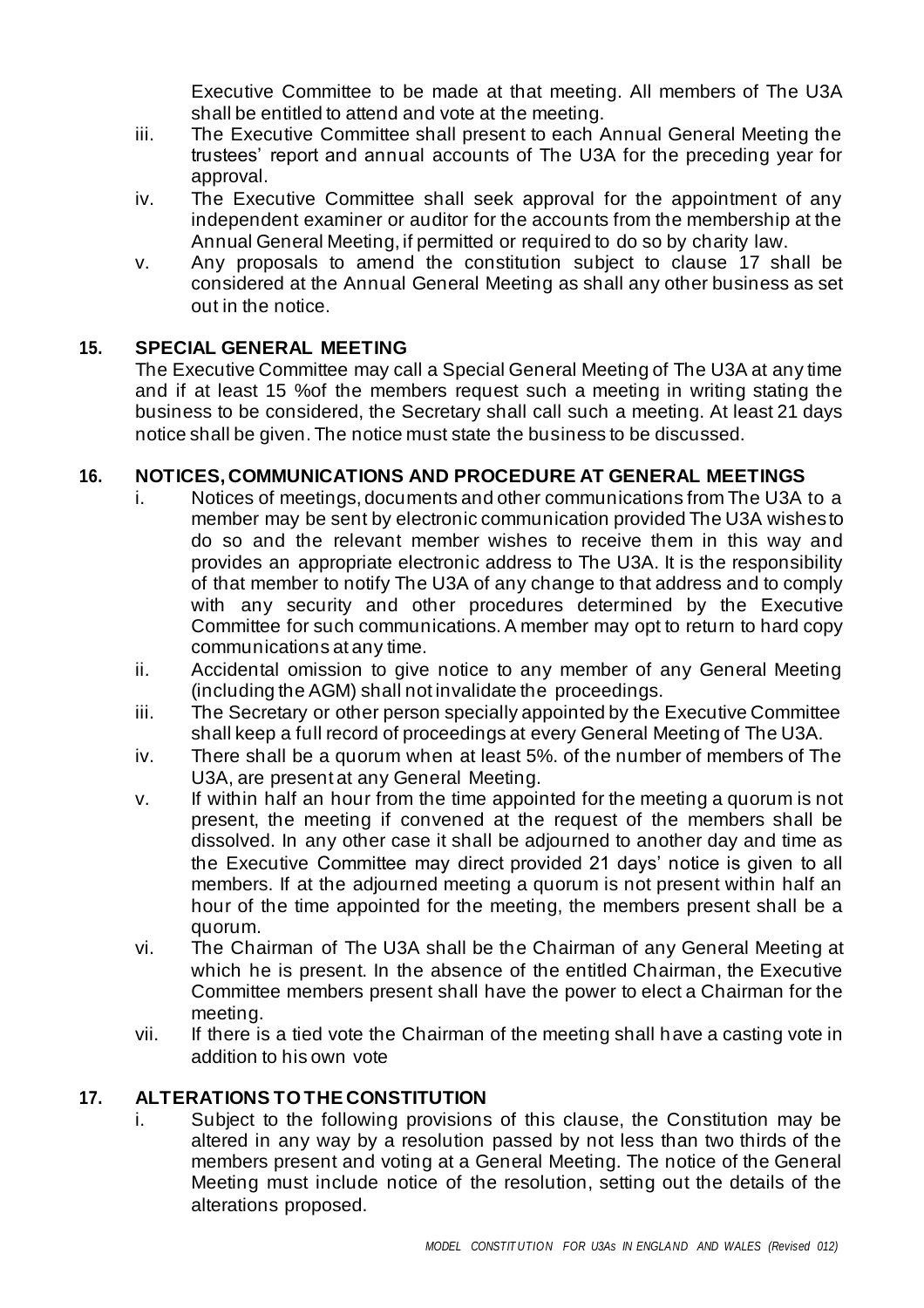Executive Committee to be made at that meeting. All members of The U3A shall be entitled to attend and vote at the meeting.

iii. The Executive Committee shall present to each Annual General Meeting the trustees' report and annual accounts of The U3A for the preceding year for approval.

iv. The Executive Committee shall seek approval for the appointment of any independent examiner or auditor for the accounts from the membership at the Annual General Meeting, if permitted or required to do so by charity law.

v. Any proposals to amend the constitution subject to clause 17 shall be considered at the Annual General Meeting as shall any other business as set out in the notice.

## 15. SPECIAL GENERAL MEETING

The Executive Committee may call a Special General Meeting of The U3A at any time and if at least 15 %of the members request such a meeting in writing stating the business to be considered, the Secretary shall call such a meeting. At least 21 days notice shall be given. The notice must state the business to be discussed.

## 16. NOTICES, COMMUNICATIONS AND PROCEDURE AT GENERAL MEETINGS

i. Notices of meetings, documents and other communications from The U3A to a member may be sent by electronic communication provided The U3A wishes to do so and the relevant member wishes to receive them in this way and provides an appropriate electronic address to The U3A. It is the responsibility of that member to notify The U3A of any change to that address and to comply with any security and other procedures determined by the Executive Committee for such communications. A member may opt to return to hard copy communications at any time.

ii. Accidental omission to give notice to any member of any General Meeting (including the AGM) shall not invalidate the proceedings.

iii. The Secretary or other person specially appointed by the Executive Committee shall keep a full record of proceedings at every General Meeting of The U3A.

iv. There shall be a quorum when at least 5%. of the number of members of The U3A, are present at any General Meeting.

v. If within half an hour from the time appointed for the meeting a quorum is not present, the meeting if convened at the request of the members shall be dissolved. In any other case it shall be adjourned to another day and time as the Executive Committee may direct provided 21 days' notice is given to all members. If at the adjourned meeting a quorum is not present within half an hour of the time appointed for the meeting, the members present shall be a quorum.

vi. The Chairman of The U3A shall be the Chairman of any General Meeting at which he is present. In the absence of the entitled Chairman, the Executive Committee members present shall have the power to elect a Chairman for the meeting.

vii. If there is a tied vote the Chairman of the meeting shall have a casting vote in addition to his own vote

## 17. ALTERATIONS TO THE CONSTITUTION

i. Subject to the following provisions of this clause, the Constitution may be altered in any way by a resolution passed by not less than two thirds of the members present and voting at a General Meeting. The notice of the General Meeting must include notice of the resolution, setting out the details of the alterations proposed.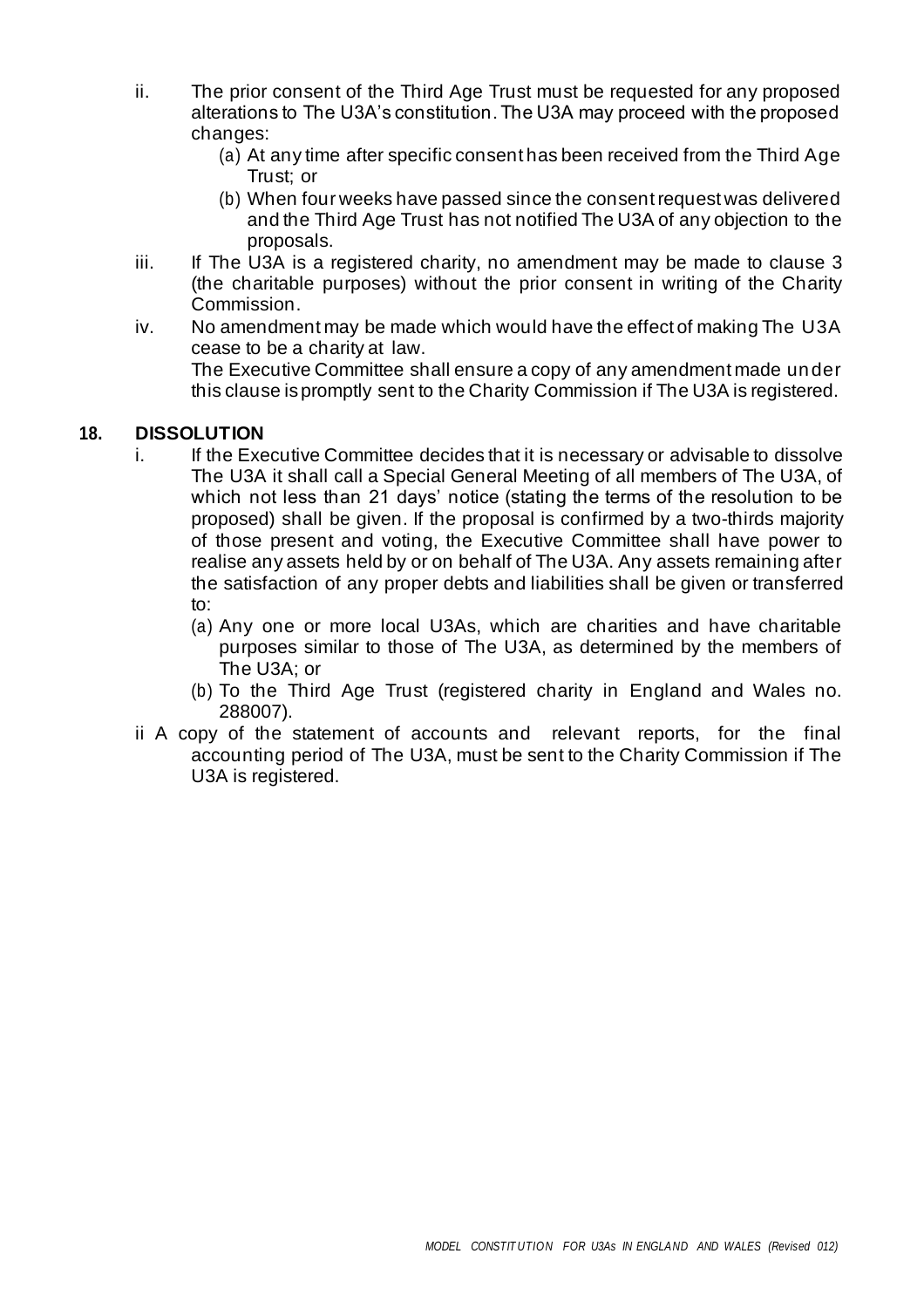ii. The prior consent of the Third Age Trust must be requested for any proposed alterations to The U3A's constitution. The U3A may proceed with the proposed changes:
   - (a) At any time after specific consent has been received from the Third Age Trust; or
   - (b) When four weeks have passed since the consent request was delivered and the Third Age Trust has not notified The U3A of any objection to the proposals.

iii. If The U3A is a registered charity, no amendment may be made to clause 3 (the charitable purposes) without the prior consent in writing of the Charity Commission.

iv. No amendment may be made which would have the effect of making The U3A cease to be a charity at law.
The Executive Committee shall ensure a copy of any amendment made under this clause is promptly sent to the Charity Commission if The U3A is registered.

## 18. DISSOLUTION

i. If the Executive Committee decides that it is necessary or advisable to dissolve The U3A it shall call a Special General Meeting of all members of The U3A, of which not less than 21 days' notice (stating the terms of the resolution to be proposed) shall be given. If the proposal is confirmed by a two-thirds majority of those present and voting, the Executive Committee shall have power to realise any assets held by or on behalf of The U3A. Any assets remaining after the satisfaction of any proper debts and liabilities shall be given or transferred to:
   - (a) Any one or more local U3As, which are charities and have charitable purposes similar to those of The U3A, as determined by the members of The U3A; or
   - (b) To the Third Age Trust (registered charity in England and Wales no. 288007).

ii A copy of the statement of accounts and relevant reports, for the final accounting period of The U3A, must be sent to the Charity Commission if The U3A is registered.